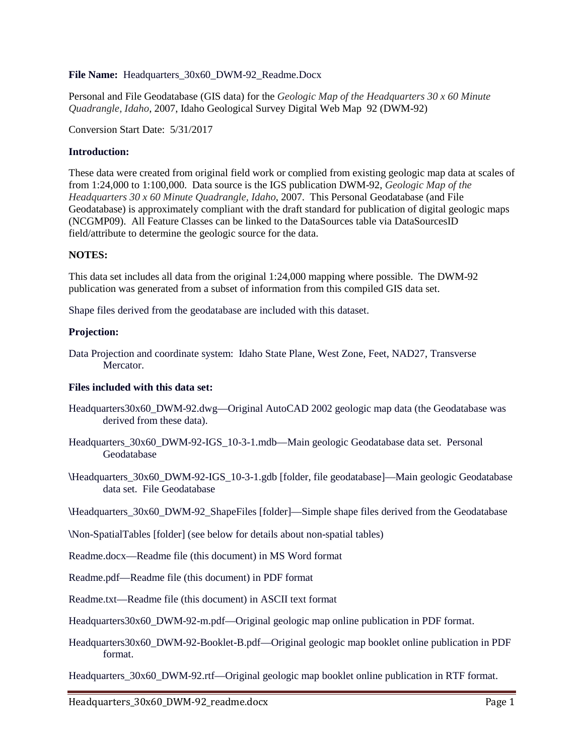**File Name:** Headquarters_30x60_DWM-92_Readme.Docx

Personal and File Geodatabase (GIS data) for the *Geologic Map of the Headquarters 30 x 60 Minute Quadrangle, Idaho*, 2007, Idaho Geological Survey Digital Web Map 92 (DWM-92)

Conversion Start Date: 5/31/2017

**Introduction:**

These data were created from original field work or complied from existing geologic map data at scales of from 1:24,000 to 1:100,000. Data source is the IGS publication DWM-92, *Geologic Map of the Headquarters 30 x 60 Minute Quadrangle, Idaho*, 2007. This Personal Geodatabase (and File Geodatabase) is approximately compliant with the draft standard for publication of digital geologic maps (NCGMP09). All Feature Classes can be linked to the DataSources table via DataSourcesID field/attribute to determine the geologic source for the data.

**NOTES:**

This data set includes all data from the original 1:24,000 mapping where possible. The DWM-92 publication was generated from a subset of information from this compiled GIS data set.

Shape files derived from the geodatabase are included with this dataset.

**Projection:**

Data Projection and coordinate system: Idaho State Plane, West Zone, Feet, NAD27, Transverse Mercator.

**Files included with this data set:**

Headquarters30x60_DWM-92.dwg—Original AutoCAD 2002 geologic map data (the Geodatabase was derived from these data).

Headquarters_30x60_DWM-92-IGS_10-3-1.mdb—Main geologic Geodatabase data set. Personal Geodatabase

\Headquarters_30x60_DWM-92-IGS_10-3-1.gdb [folder, file geodatabase]—Main geologic Geodatabase data set. File Geodatabase

\Headquarters_30x60_DWM-92_ShapeFiles [folder]—Simple shape files derived from the Geodatabase

\Non-SpatialTables [folder] (see below for details about non-spatial tables)

Readme.docx—Readme file (this document) in MS Word format

Readme.pdf—Readme file (this document) in PDF format

Readme.txt—Readme file (this document) in ASCII text format

Headquarters30x60_DWM-92-m.pdf—Original geologic map online publication in PDF format.

Headquarters30x60_DWM-92-Booklet-B.pdf—Original geologic map booklet online publication in PDF format.

Headquarters_30x60_DWM-92.rtf—Original geologic map booklet online publication in RTF format.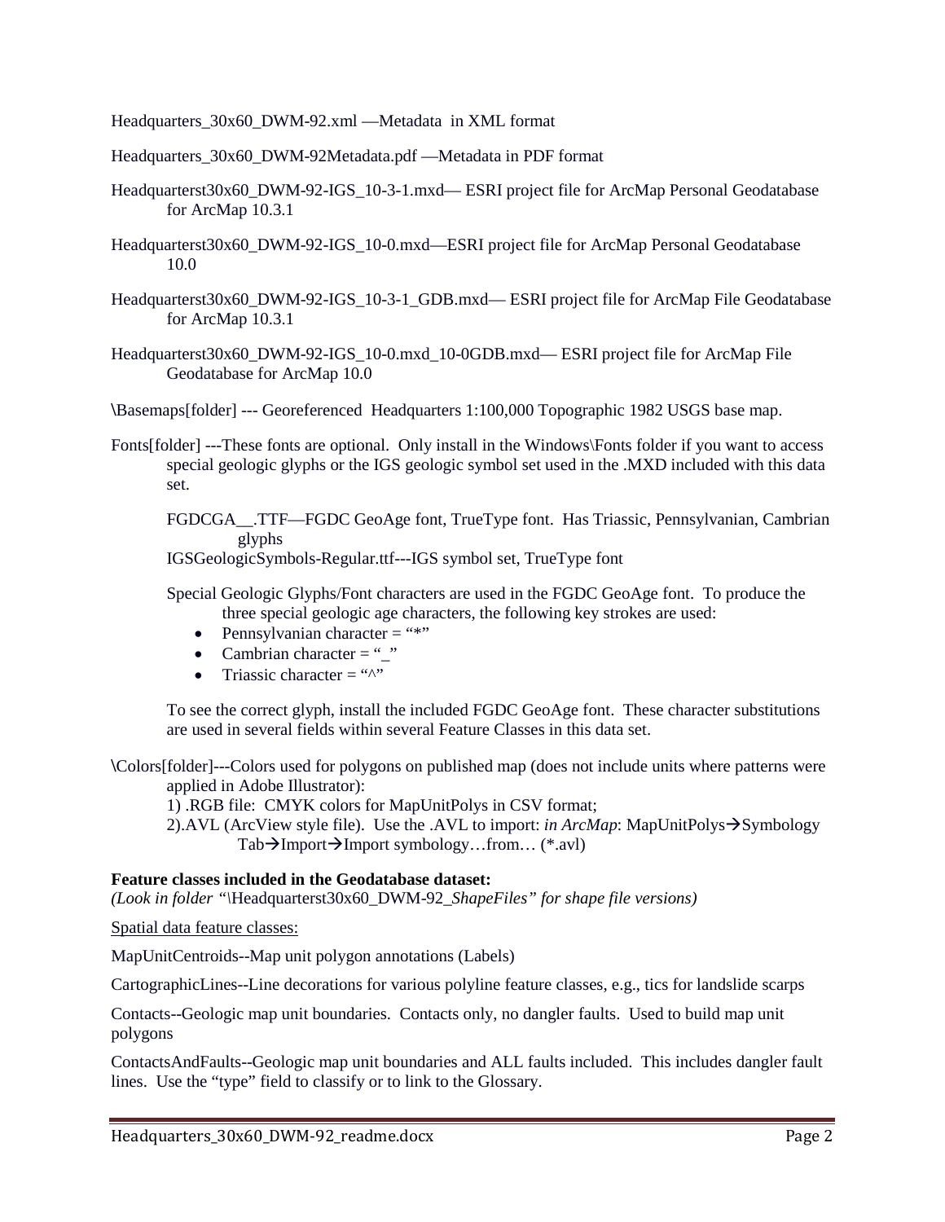Headquarters_30x60_DWM-92.xml —Metadata in XML format

Headquarters_30x60_DWM-92Metadata.pdf —Metadata in PDF format

Headquarterst30x60_DWM-92-IGS_10-3-1.mxd— ESRI project file for ArcMap Personal Geodatabase for ArcMap 10.3.1

Headquarterst30x60_DWM-92-IGS_10-0.mxd—ESRI project file for ArcMap Personal Geodatabase 10.0

Headquarterst30x60_DWM-92-IGS_10-3-1_GDB.mxd— ESRI project file for ArcMap File Geodatabase for ArcMap 10.3.1

Headquarterst30x60_DWM-92-IGS_10-0.mxd_10-0GDB.mxd— ESRI project file for ArcMap File Geodatabase for ArcMap 10.0

\Basemaps[folder] --- Georeferenced Headquarters 1:100,000 Topographic 1982 USGS base map.

Fonts[folder] ---These fonts are optional. Only install in the Windows\Fonts folder if you want to access special geologic glyphs or the IGS geologic symbol set used in the .MXD included with this data set.

FGDCGA__.TTF—FGDC GeoAge font, TrueType font. Has Triassic, Pennsylvanian, Cambrian glyphs
IGSGeologicSymbols-Regular.ttf---IGS symbol set, TrueType font

Special Geologic Glyphs/Font characters are used in the FGDC GeoAge font. To produce the three special geologic age characters, the following key strokes are used:

- Pennsylvanian character = "*"
- Cambrian character = "_"
- Triassic character = "^"

To see the correct glyph, install the included FGDC GeoAge font. These character substitutions are used in several fields within several Feature Classes in this data set.

\Colors[folder]---Colors used for polygons on published map (does not include units where patterns were applied in Adobe Illustrator):
1) .RGB file: CMYK colors for MapUnitPolys in CSV format;
2).AVL (ArcView style file). Use the .AVL to import: *in ArcMap*: MapUnitPolys→Symbology Tab→Import→Import symbology…from… (*.avl)

**Feature classes included in the Geodatabase dataset:**
*(Look in folder "\Headquarterst30x60_DWM-92_ShapeFiles" for shape file versions)*

Spatial data feature classes:

MapUnitCentroids--Map unit polygon annotations (Labels)

CartographicLines--Line decorations for various polyline feature classes, e.g., tics for landslide scarps

Contacts--Geologic map unit boundaries. Contacts only, no dangler faults. Used to build map unit polygons

ContactsAndFaults--Geologic map unit boundaries and ALL faults included. This includes dangler fault lines. Use the "type" field to classify or to link to the Glossary.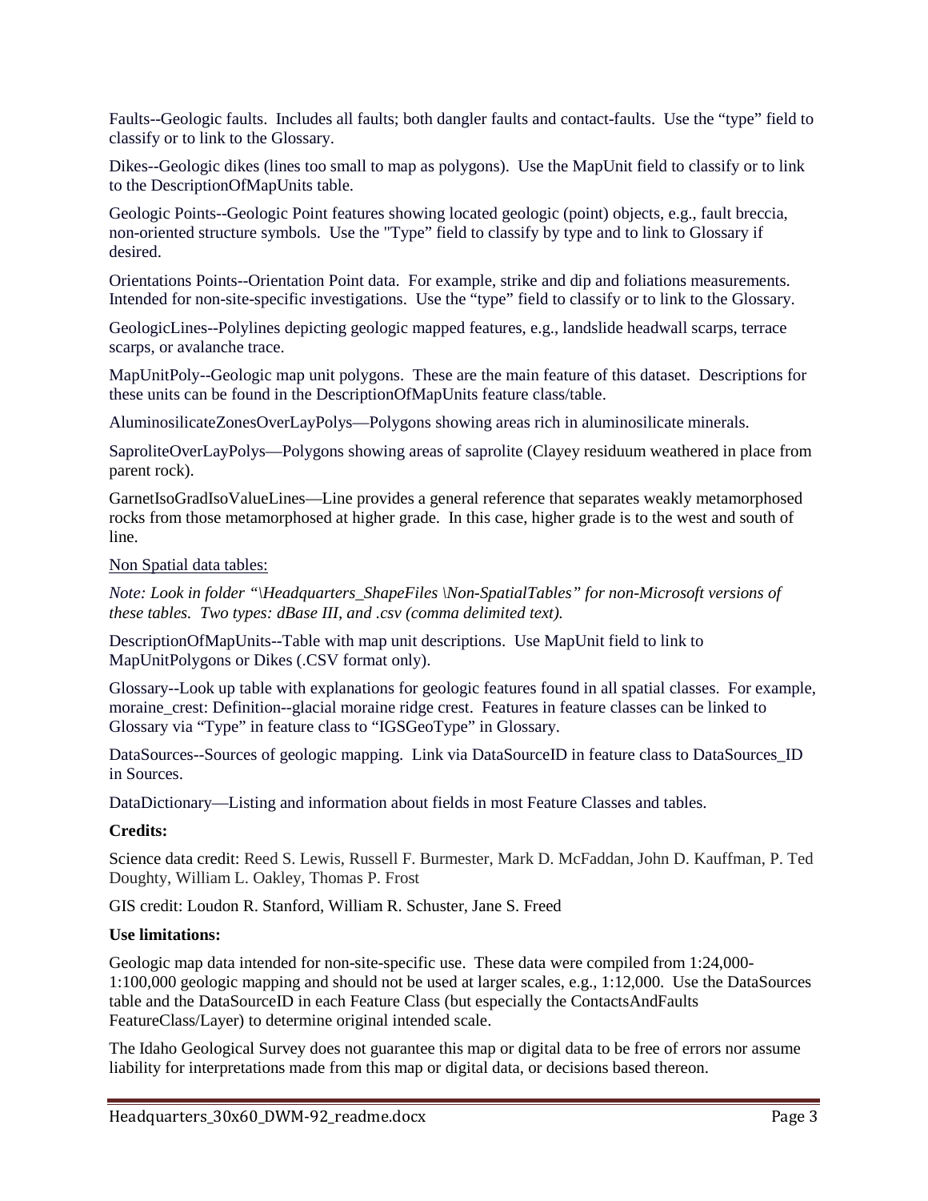Faults--Geologic faults. Includes all faults; both dangler faults and contact-faults. Use the "type" field to classify or to link to the Glossary.

Dikes--Geologic dikes (lines too small to map as polygons). Use the MapUnit field to classify or to link to the DescriptionOfMapUnits table.

Geologic Points--Geologic Point features showing located geologic (point) objects, e.g., fault breccia, non-oriented structure symbols. Use the "Type" field to classify by type and to link to Glossary if desired.

Orientations Points--Orientation Point data. For example, strike and dip and foliations measurements. Intended for non-site-specific investigations. Use the "type" field to classify or to link to the Glossary.

GeologicLines--Polylines depicting geologic mapped features, e.g., landslide headwall scarps, terrace scarps, or avalanche trace.

MapUnitPoly--Geologic map unit polygons. These are the main feature of this dataset. Descriptions for these units can be found in the DescriptionOfMapUnits feature class/table.

AluminosilicateZonesOverLayPolys—Polygons showing areas rich in aluminosilicate minerals.

SaproliteOverLayPolys—Polygons showing areas of saprolite (Clayey residuum weathered in place from parent rock).

GarnetIsoGradIsoValueLines—Line provides a general reference that separates weakly metamorphosed rocks from those metamorphosed at higher grade. In this case, higher grade is to the west and south of line.

Non Spatial data tables:

*Note: Look in folder "\Headquarters_ShapeFiles \Non-SpatialTables" for non-Microsoft versions of these tables. Two types: dBase III, and .csv (comma delimited text).*

DescriptionOfMapUnits--Table with map unit descriptions. Use MapUnit field to link to MapUnitPolygons or Dikes (.CSV format only).

Glossary--Look up table with explanations for geologic features found in all spatial classes. For example, moraine_crest: Definition--glacial moraine ridge crest. Features in feature classes can be linked to Glossary via "Type" in feature class to "IGSGeoType" in Glossary.

DataSources--Sources of geologic mapping. Link via DataSourceID in feature class to DataSources_ID in Sources.

DataDictionary—Listing and information about fields in most Feature Classes and tables.

**Credits:**

Science data credit: Reed S. Lewis, Russell F. Burmester, Mark D. McFaddan, John D. Kauffman, P. Ted Doughty, William L. Oakley, Thomas P. Frost

GIS credit: Loudon R. Stanford, William R. Schuster, Jane S. Freed

**Use limitations:**

Geologic map data intended for non-site-specific use. These data were compiled from 1:24,000-1:100,000 geologic mapping and should not be used at larger scales, e.g., 1:12,000. Use the DataSources table and the DataSourceID in each Feature Class (but especially the ContactsAndFaults FeatureClass/Layer) to determine original intended scale.

The Idaho Geological Survey does not guarantee this map or digital data to be free of errors nor assume liability for interpretations made from this map or digital data, or decisions based thereon.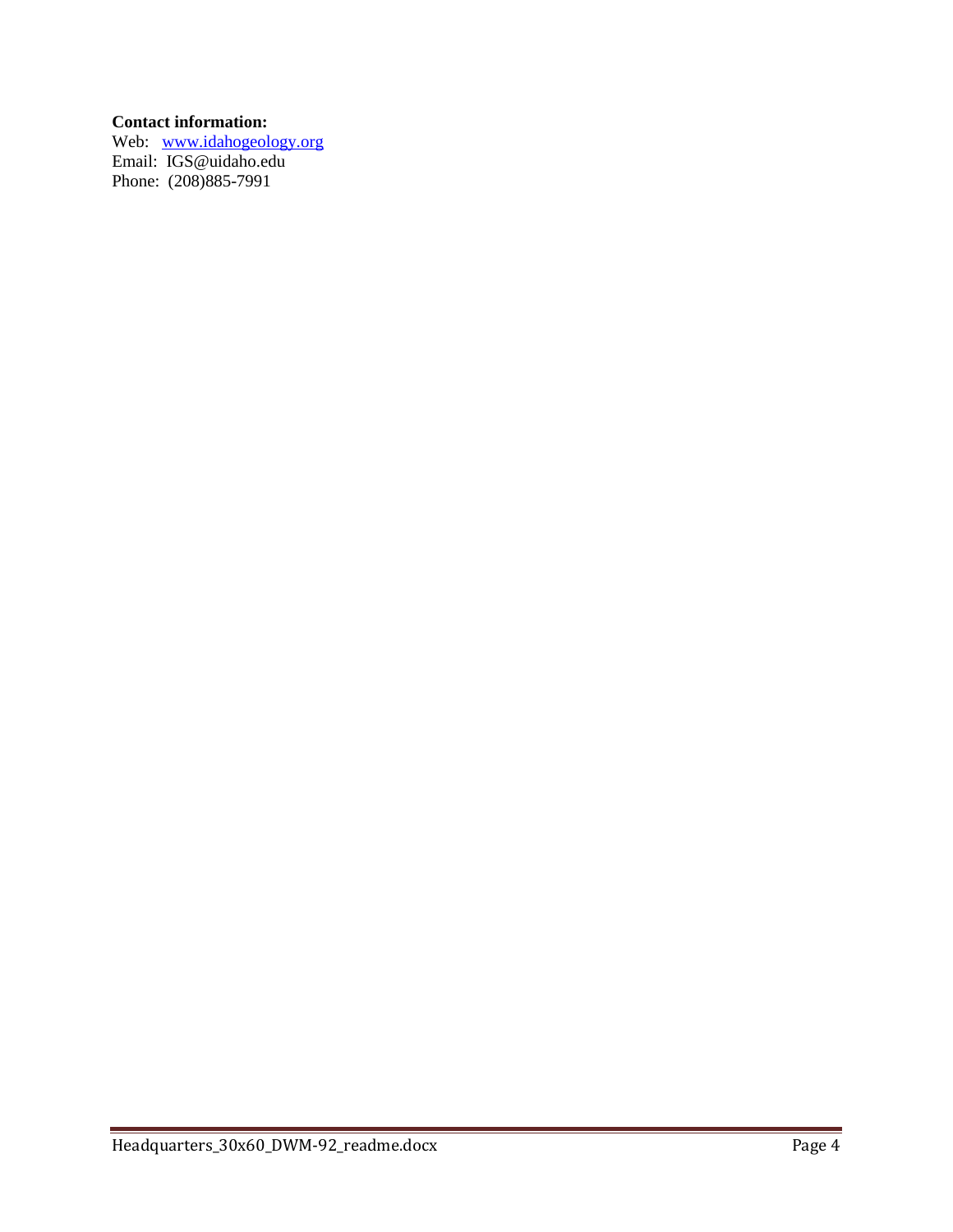**Contact information:**
Web: [www.idahogeology.org](http://www.idahogeology.org)
Email: IGS@uidaho.edu
Phone: (208)885-7991